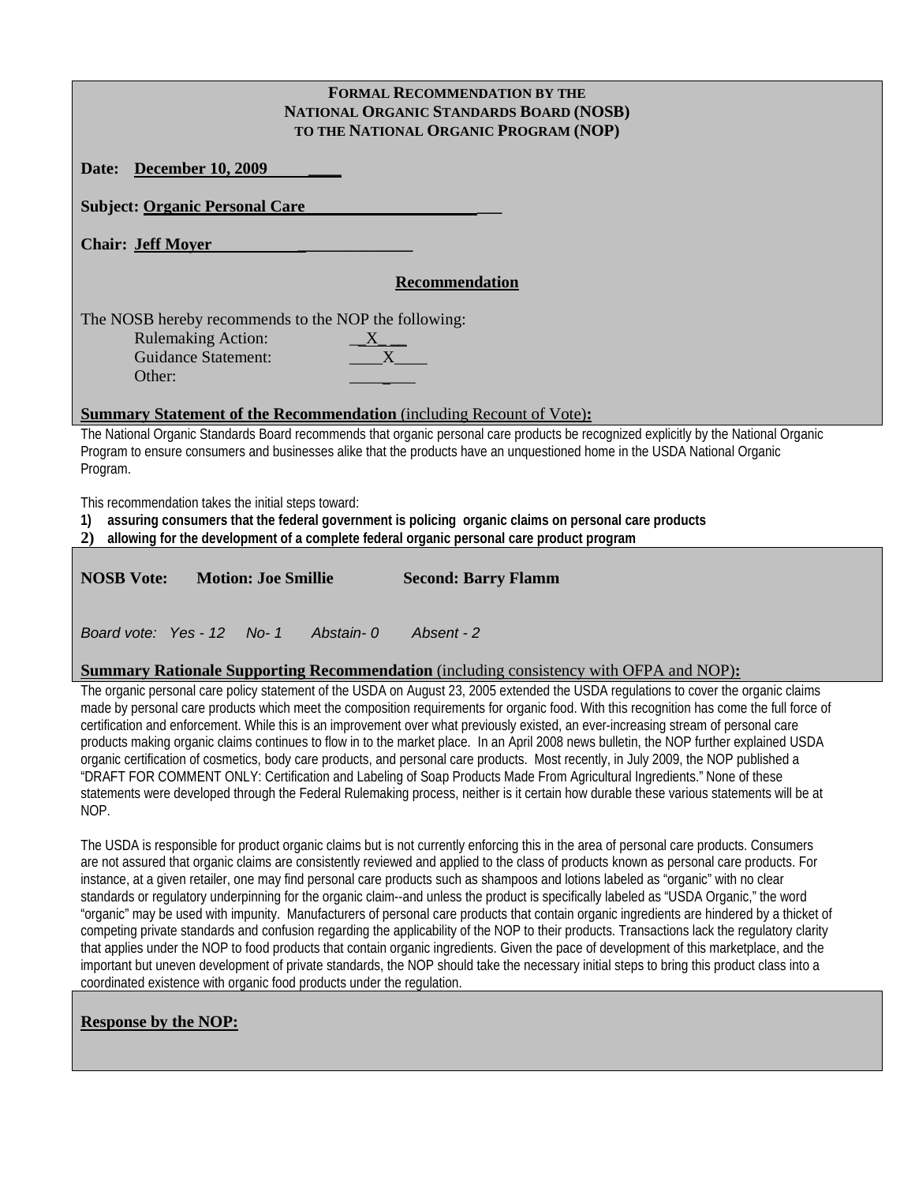**FORMAL RECOMMENDATION BY THE**
**NATIONAL ORGANIC STANDARDS BOARD (NOSB)**
**TO THE NATIONAL ORGANIC PROGRAM (NOP)**

**Date: December 10, 2009**

**Subject: Organic Personal Care**

**Chair: Jeff Moyer**

## Recommendation

The NOSB hereby recommends to the NOP the following:

- Rulemaking Action: X
- Guidance Statement: X
- Other:

**Summary Statement of the Recommendation** (including Recount of Vote)**:**

The National Organic Standards Board recommends that organic personal care products be recognized explicitly by the National Organic Program to ensure consumers and businesses alike that the products have an unquestioned home in the USDA National Organic Program.

This recommendation takes the initial steps toward:

1) **assuring consumers that the federal government is policing organic claims on personal care products**
2) **allowing for the development of a complete federal organic personal care product program**

**NOSB Vote: Motion: Joe Smillie Second: Barry Flamm**

*Board vote: Yes - 12 No- 1 Abstain- 0 Absent - 2*

**Summary Rationale Supporting Recommendation** (including consistency with OFPA and NOP)**:**

The organic personal care policy statement of the USDA on August 23, 2005 extended the USDA regulations to cover the organic claims made by personal care products which meet the composition requirements for organic food. With this recognition has come the full force of certification and enforcement. While this is an improvement over what previously existed, an ever-increasing stream of personal care products making organic claims continues to flow in to the market place. In an April 2008 news bulletin, the NOP further explained USDA organic certification of cosmetics, body care products, and personal care products. Most recently, in July 2009, the NOP published a "DRAFT FOR COMMENT ONLY: Certification and Labeling of Soap Products Made From Agricultural Ingredients." None of these statements were developed through the Federal Rulemaking process, neither is it certain how durable these various statements will be at NOP.

The USDA is responsible for product organic claims but is not currently enforcing this in the area of personal care products. Consumers are not assured that organic claims are consistently reviewed and applied to the class of products known as personal care products. For instance, at a given retailer, one may find personal care products such as shampoos and lotions labeled as "organic" with no clear standards or regulatory underpinning for the organic claim--and unless the product is specifically labeled as "USDA Organic," the word "organic" may be used with impunity. Manufacturers of personal care products that contain organic ingredients are hindered by a thicket of competing private standards and confusion regarding the applicability of the NOP to their products. Transactions lack the regulatory clarity that applies under the NOP to food products that contain organic ingredients. Given the pace of development of this marketplace, and the important but uneven development of private standards, the NOP should take the necessary initial steps to bring this product class into a coordinated existence with organic food products under the regulation.

**Response by the NOP:**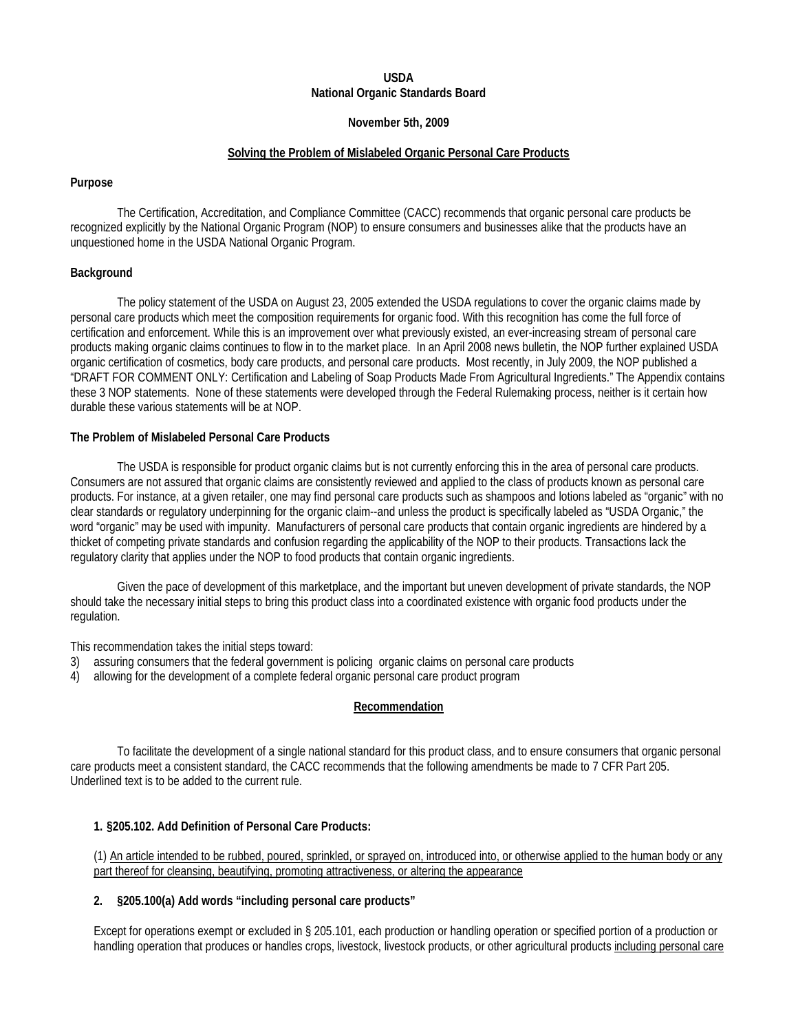**USDA**
**National Organic Standards Board**

**November 5th, 2009**

**Solving the Problem of Mislabeled Organic Personal Care Products**

**Purpose**

The Certification, Accreditation, and Compliance Committee (CACC) recommends that organic personal care products be recognized explicitly by the National Organic Program (NOP) to ensure consumers and businesses alike that the products have an unquestioned home in the USDA National Organic Program.

**Background**

The policy statement of the USDA on August 23, 2005 extended the USDA regulations to cover the organic claims made by personal care products which meet the composition requirements for organic food. With this recognition has come the full force of certification and enforcement. While this is an improvement over what previously existed, an ever-increasing stream of personal care products making organic claims continues to flow in to the market place. In an April 2008 news bulletin, the NOP further explained USDA organic certification of cosmetics, body care products, and personal care products. Most recently, in July 2009, the NOP published a "DRAFT FOR COMMENT ONLY: Certification and Labeling of Soap Products Made From Agricultural Ingredients." The Appendix contains these 3 NOP statements. None of these statements were developed through the Federal Rulemaking process, neither is it certain how durable these various statements will be at NOP.

**The Problem of Mislabeled Personal Care Products**

The USDA is responsible for product organic claims but is not currently enforcing this in the area of personal care products. Consumers are not assured that organic claims are consistently reviewed and applied to the class of products known as personal care products. For instance, at a given retailer, one may find personal care products such as shampoos and lotions labeled as "organic" with no clear standards or regulatory underpinning for the organic claim--and unless the product is specifically labeled as "USDA Organic," the word "organic" may be used with impunity. Manufacturers of personal care products that contain organic ingredients are hindered by a thicket of competing private standards and confusion regarding the applicability of the NOP to their products. Transactions lack the regulatory clarity that applies under the NOP to food products that contain organic ingredients.

Given the pace of development of this marketplace, and the important but uneven development of private standards, the NOP should take the necessary initial steps to bring this product class into a coordinated existence with organic food products under the regulation.

This recommendation takes the initial steps toward:

3) assuring consumers that the federal government is policing organic claims on personal care products
4) allowing for the development of a complete federal organic personal care product program

**Recommendation**

To facilitate the development of a single national standard for this product class, and to ensure consumers that organic personal care products meet a consistent standard, the CACC recommends that the following amendments be made to 7 CFR Part 205. Underlined text is to be added to the current rule.

**1. §205.102. Add Definition of Personal Care Products:**

(1) <u>An article intended to be rubbed, poured, sprinkled, or sprayed on, introduced into, or otherwise applied to the human body or any part thereof for cleansing, beautifying, promoting attractiveness, or altering the appearance</u>

**2. §205.100(a) Add words "including personal care products"**

Except for operations exempt or excluded in § 205.101, each production or handling operation or specified portion of a production or handling operation that produces or handles crops, livestock, livestock products, or other agricultural products <u>including personal care</u>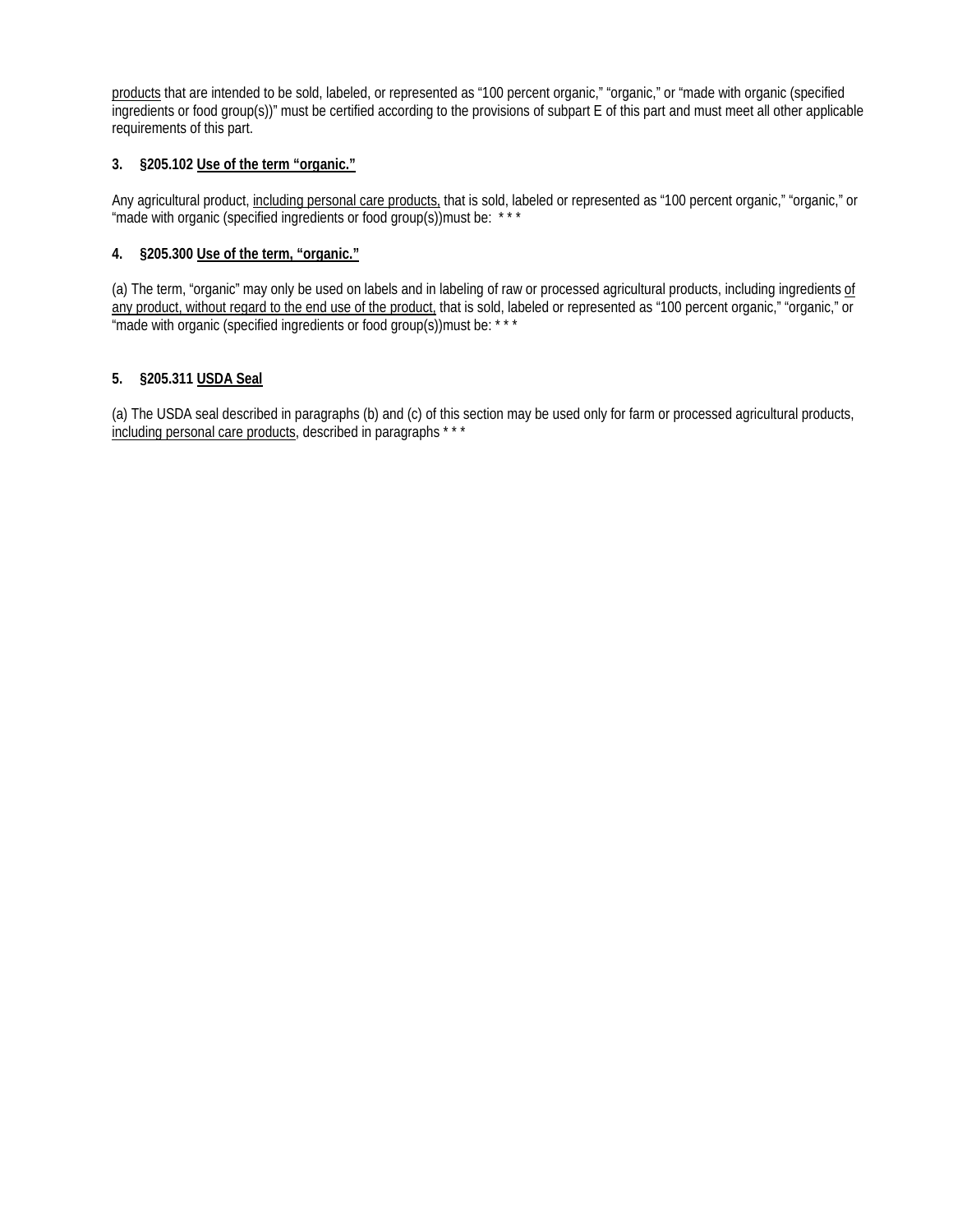<u>products</u> that are intended to be sold, labeled, or represented as “100 percent organic,” “organic,” or “made with organic (specified ingredients or food group(s))” must be certified according to the provisions of subpart E of this part and must meet all other applicable requirements of this part.

**3. §205.102 <u>Use of the term “organic.”</u>**

Any agricultural product, <u>including personal care products,</u> that is sold, labeled or represented as “100 percent organic,” “organic,” or “made with organic (specified ingredients or food group(s))must be: * * *

**4. §205.300 <u>Use of the term, “organic.”</u>**

(a) The term, “organic” may only be used on labels and in labeling of raw or processed agricultural products, including ingredients <u>of any product, without regard to the end use of the product,</u> that is sold, labeled or represented as “100 percent organic,” “organic,” or “made with organic (specified ingredients or food group(s))must be: * * *

**5. §205.311 <u>USDA Seal</u>**

(a) The USDA seal described in paragraphs (b) and (c) of this section may be used only for farm or processed agricultural products, <u>including personal care products</u>, described in paragraphs * * *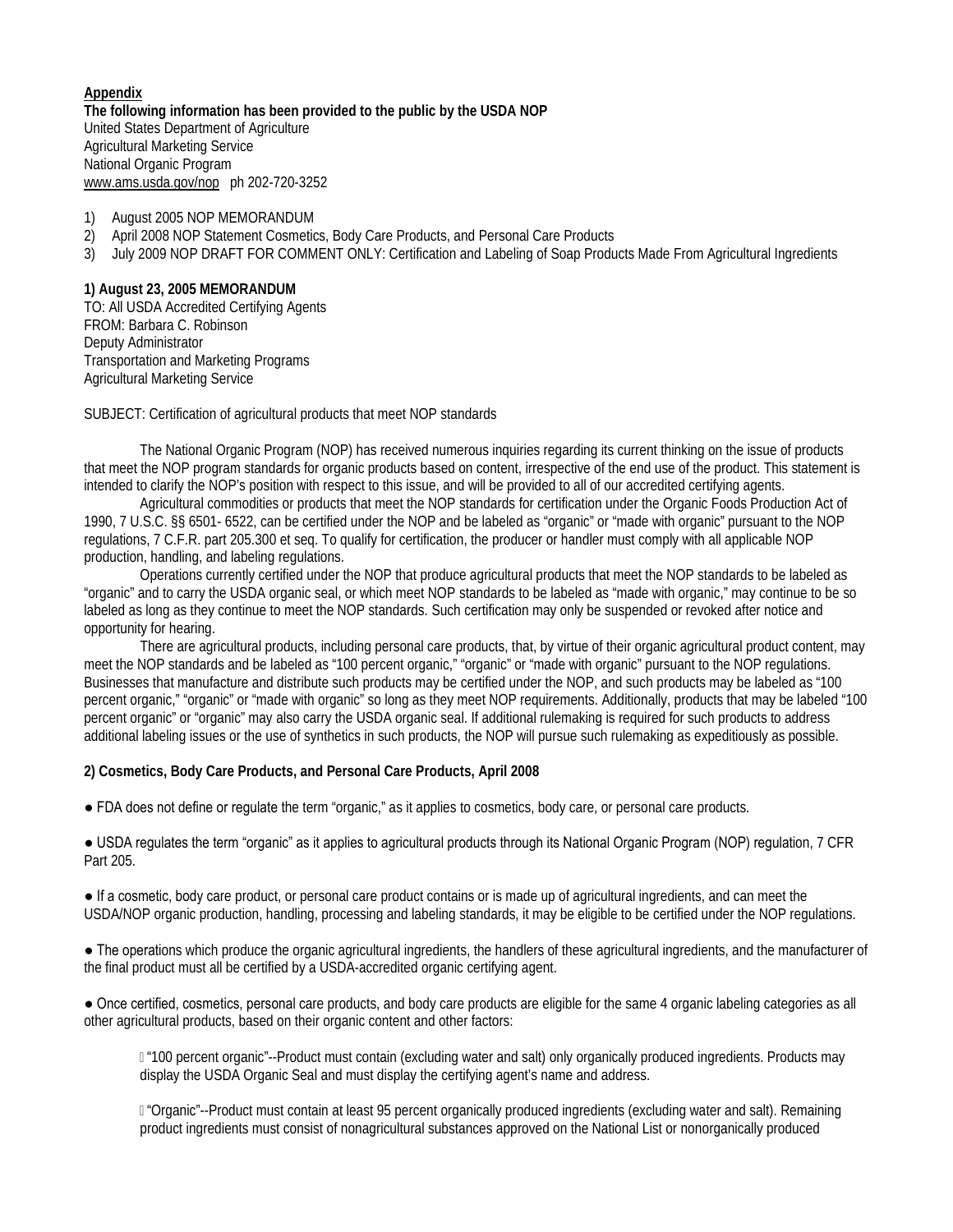**Appendix**

**The following information has been provided to the public by the USDA NOP**

United States Department of Agriculture
Agricultural Marketing Service
National Organic Program
www.ams.usda.gov/nop ph 202-720-3252

1) August 2005 NOP MEMORANDUM
2) April 2008 NOP Statement Cosmetics, Body Care Products, and Personal Care Products
3) July 2009 NOP DRAFT FOR COMMENT ONLY: Certification and Labeling of Soap Products Made From Agricultural Ingredients

**1) August 23, 2005 MEMORANDUM**

TO: All USDA Accredited Certifying Agents
FROM: Barbara C. Robinson
Deputy Administrator
Transportation and Marketing Programs
Agricultural Marketing Service

SUBJECT: Certification of agricultural products that meet NOP standards

The National Organic Program (NOP) has received numerous inquiries regarding its current thinking on the issue of products that meet the NOP program standards for organic products based on content, irrespective of the end use of the product. This statement is intended to clarify the NOP's position with respect to this issue, and will be provided to all of our accredited certifying agents.

Agricultural commodities or products that meet the NOP standards for certification under the Organic Foods Production Act of 1990, 7 U.S.C. §§ 6501- 6522, can be certified under the NOP and be labeled as "organic" or "made with organic" pursuant to the NOP regulations, 7 C.F.R. part 205.300 et seq. To qualify for certification, the producer or handler must comply with all applicable NOP production, handling, and labeling regulations.

Operations currently certified under the NOP that produce agricultural products that meet the NOP standards to be labeled as "organic" and to carry the USDA organic seal, or which meet NOP standards to be labeled as "made with organic," may continue to be so labeled as long as they continue to meet the NOP standards. Such certification may only be suspended or revoked after notice and opportunity for hearing.

There are agricultural products, including personal care products, that, by virtue of their organic agricultural product content, may meet the NOP standards and be labeled as "100 percent organic," "organic" or "made with organic" pursuant to the NOP regulations. Businesses that manufacture and distribute such products may be certified under the NOP, and such products may be labeled as "100 percent organic," "organic" or "made with organic" so long as they meet NOP requirements. Additionally, products that may be labeled "100 percent organic" or "organic" may also carry the USDA organic seal. If additional rulemaking is required for such products to address additional labeling issues or the use of synthetics in such products, the NOP will pursue such rulemaking as expeditiously as possible.

**2) Cosmetics, Body Care Products, and Personal Care Products, April 2008**

- FDA does not define or regulate the term "organic," as it applies to cosmetics, body care, or personal care products.

- USDA regulates the term "organic" as it applies to agricultural products through its National Organic Program (NOP) regulation, 7 CFR Part 205.

- If a cosmetic, body care product, or personal care product contains or is made up of agricultural ingredients, and can meet the USDA/NOP organic production, handling, processing and labeling standards, it may be eligible to be certified under the NOP regulations.

- The operations which produce the organic agricultural ingredients, the handlers of these agricultural ingredients, and the manufacturer of the final product must all be certified by a USDA-accredited organic certifying agent.

- Once certified, cosmetics, personal care products, and body care products are eligible for the same 4 organic labeling categories as all other agricultural products, based on their organic content and other factors:

  - "100 percent organic"--Product must contain (excluding water and salt) only organically produced ingredients. Products may display the USDA Organic Seal and must display the certifying agent's name and address.

  - "Organic"--Product must contain at least 95 percent organically produced ingredients (excluding water and salt). Remaining product ingredients must consist of nonagricultural substances approved on the National List or nonorganically produced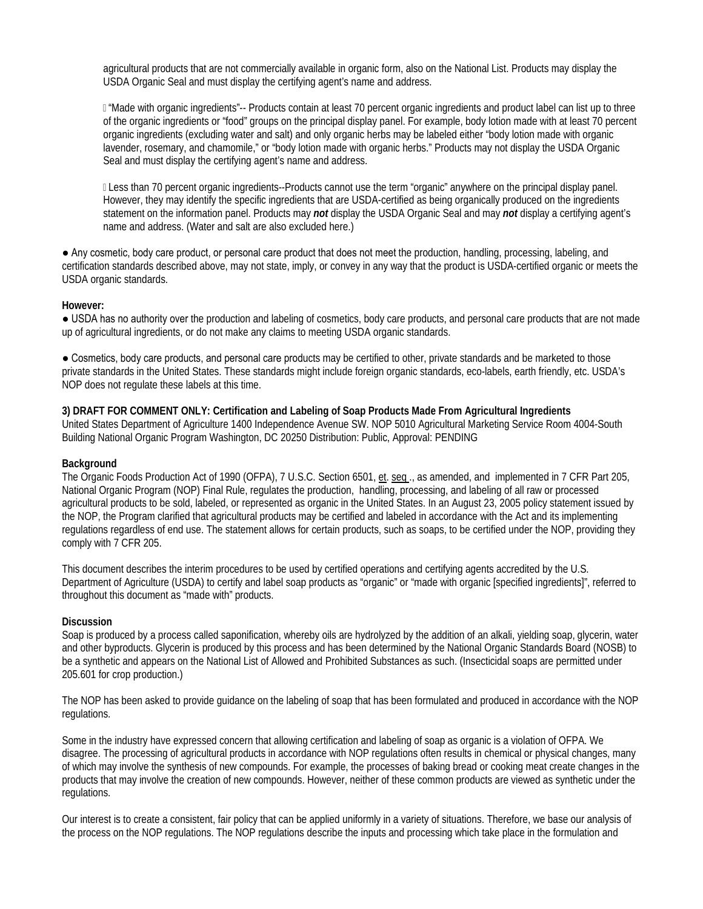agricultural products that are not commercially available in organic form, also on the National List. Products may display the USDA Organic Seal and must display the certifying agent's name and address.

- "Made with organic ingredients"-- Products contain at least 70 percent organic ingredients and product label can list up to three of the organic ingredients or "food" groups on the principal display panel. For example, body lotion made with at least 70 percent organic ingredients (excluding water and salt) and only organic herbs may be labeled either "body lotion made with organic lavender, rosemary, and chamomile," or "body lotion made with organic herbs." Products may not display the USDA Organic Seal and must display the certifying agent's name and address.

- Less than 70 percent organic ingredients--Products cannot use the term "organic" anywhere on the principal display panel. However, they may identify the specific ingredients that are USDA-certified as being organically produced on the ingredients statement on the information panel. Products may ***not*** display the USDA Organic Seal and may ***not*** display a certifying agent's name and address. (Water and salt are also excluded here.)

● Any cosmetic, body care product, or personal care product that does not meet the production, handling, processing, labeling, and certification standards described above, may not state, imply, or convey in any way that the product is USDA-certified organic or meets the USDA organic standards.

**However:**

● USDA has no authority over the production and labeling of cosmetics, body care products, and personal care products that are not made up of agricultural ingredients, or do not make any claims to meeting USDA organic standards.

● Cosmetics, body care products, and personal care products may be certified to other, private standards and be marketed to those private standards in the United States. These standards might include foreign organic standards, eco-labels, earth friendly, etc. USDA's NOP does not regulate these labels at this time.

**3) DRAFT FOR COMMENT ONLY: Certification and Labeling of Soap Products Made From Agricultural Ingredients**

United States Department of Agriculture 1400 Independence Avenue SW. NOP 5010 Agricultural Marketing Service Room 4004-South Building National Organic Program Washington, DC 20250 Distribution: Public, Approval: PENDING

**Background**

The Organic Foods Production Act of 1990 (OFPA), 7 U.S.C. Section 6501, et. seq ., as amended, and implemented in 7 CFR Part 205, National Organic Program (NOP) Final Rule, regulates the production, handling, processing, and labeling of all raw or processed agricultural products to be sold, labeled, or represented as organic in the United States. In an August 23, 2005 policy statement issued by the NOP, the Program clarified that agricultural products may be certified and labeled in accordance with the Act and its implementing regulations regardless of end use. The statement allows for certain products, such as soaps, to be certified under the NOP, providing they comply with 7 CFR 205.

This document describes the interim procedures to be used by certified operations and certifying agents accredited by the U.S. Department of Agriculture (USDA) to certify and label soap products as "organic" or "made with organic [specified ingredients]", referred to throughout this document as "made with" products.

**Discussion**

Soap is produced by a process called saponification, whereby oils are hydrolyzed by the addition of an alkali, yielding soap, glycerin, water and other byproducts. Glycerin is produced by this process and has been determined by the National Organic Standards Board (NOSB) to be a synthetic and appears on the National List of Allowed and Prohibited Substances as such. (Insecticidal soaps are permitted under 205.601 for crop production.)

The NOP has been asked to provide guidance on the labeling of soap that has been formulated and produced in accordance with the NOP regulations.

Some in the industry have expressed concern that allowing certification and labeling of soap as organic is a violation of OFPA. We disagree. The processing of agricultural products in accordance with NOP regulations often results in chemical or physical changes, many of which may involve the synthesis of new compounds. For example, the processes of baking bread or cooking meat create changes in the products that may involve the creation of new compounds. However, neither of these common products are viewed as synthetic under the regulations.

Our interest is to create a consistent, fair policy that can be applied uniformly in a variety of situations. Therefore, we base our analysis of the process on the NOP regulations. The NOP regulations describe the inputs and processing which take place in the formulation and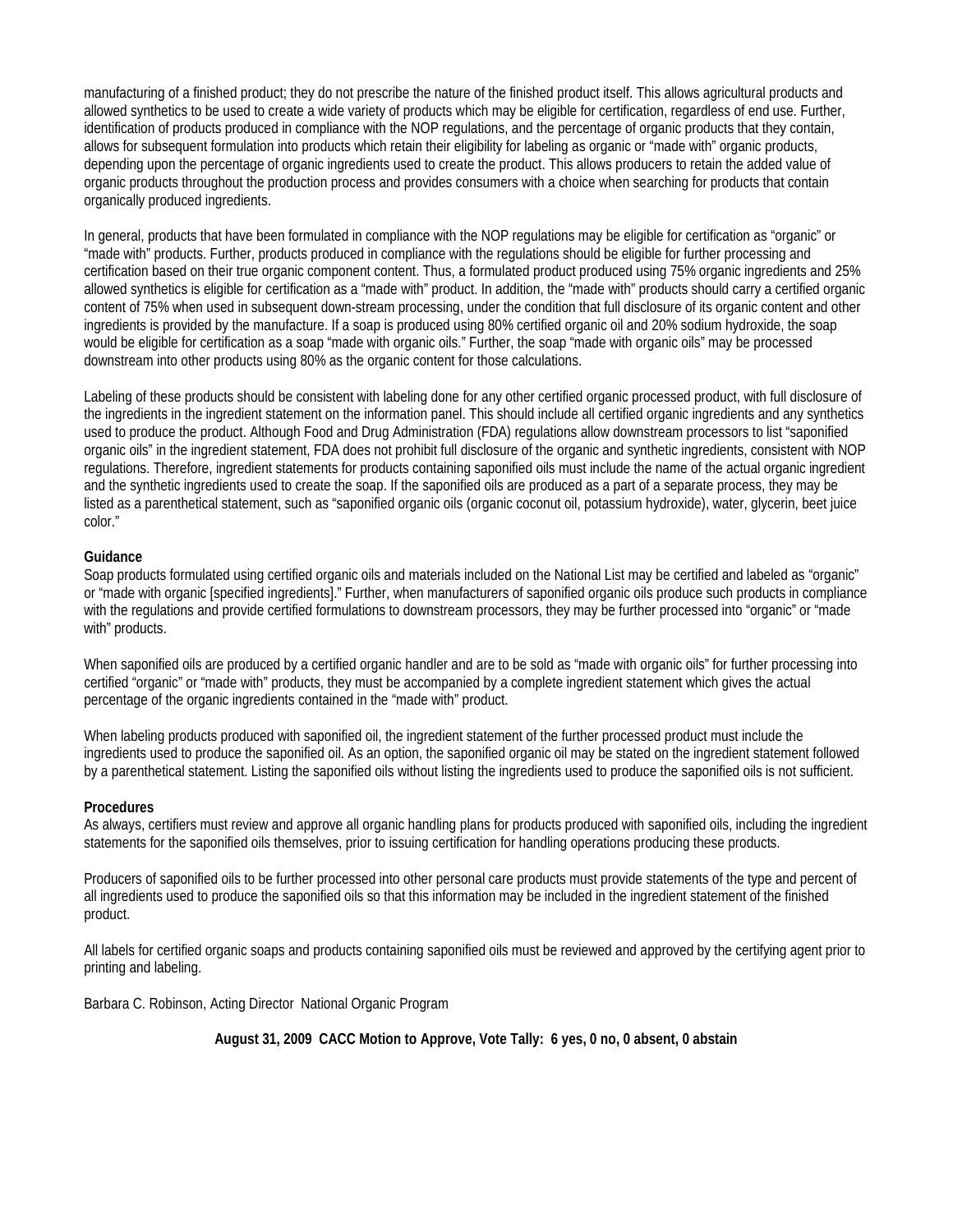manufacturing of a finished product; they do not prescribe the nature of the finished product itself. This allows agricultural products and allowed synthetics to be used to create a wide variety of products which may be eligible for certification, regardless of end use. Further, identification of products produced in compliance with the NOP regulations, and the percentage of organic products that they contain, allows for subsequent formulation into products which retain their eligibility for labeling as organic or "made with" organic products, depending upon the percentage of organic ingredients used to create the product. This allows producers to retain the added value of organic products throughout the production process and provides consumers with a choice when searching for products that contain organically produced ingredients.

In general, products that have been formulated in compliance with the NOP regulations may be eligible for certification as "organic" or "made with" products. Further, products produced in compliance with the regulations should be eligible for further processing and certification based on their true organic component content. Thus, a formulated product produced using 75% organic ingredients and 25% allowed synthetics is eligible for certification as a "made with" product. In addition, the "made with" products should carry a certified organic content of 75% when used in subsequent down-stream processing, under the condition that full disclosure of its organic content and other ingredients is provided by the manufacture. If a soap is produced using 80% certified organic oil and 20% sodium hydroxide, the soap would be eligible for certification as a soap "made with organic oils." Further, the soap "made with organic oils" may be processed downstream into other products using 80% as the organic content for those calculations.

Labeling of these products should be consistent with labeling done for any other certified organic processed product, with full disclosure of the ingredients in the ingredient statement on the information panel. This should include all certified organic ingredients and any synthetics used to produce the product. Although Food and Drug Administration (FDA) regulations allow downstream processors to list "saponified organic oils" in the ingredient statement, FDA does not prohibit full disclosure of the organic and synthetic ingredients, consistent with NOP regulations. Therefore, ingredient statements for products containing saponified oils must include the name of the actual organic ingredient and the synthetic ingredients used to create the soap. If the saponified oils are produced as a part of a separate process, they may be listed as a parenthetical statement, such as "saponified organic oils (organic coconut oil, potassium hydroxide), water, glycerin, beet juice color."

**Guidance**

Soap products formulated using certified organic oils and materials included on the National List may be certified and labeled as "organic" or "made with organic [specified ingredients]." Further, when manufacturers of saponified organic oils produce such products in compliance with the regulations and provide certified formulations to downstream processors, they may be further processed into "organic" or "made with" products.

When saponified oils are produced by a certified organic handler and are to be sold as "made with organic oils" for further processing into certified "organic" or "made with" products, they must be accompanied by a complete ingredient statement which gives the actual percentage of the organic ingredients contained in the "made with" product.

When labeling products produced with saponified oil, the ingredient statement of the further processed product must include the ingredients used to produce the saponified oil. As an option, the saponified organic oil may be stated on the ingredient statement followed by a parenthetical statement. Listing the saponified oils without listing the ingredients used to produce the saponified oils is not sufficient.

**Procedures**

As always, certifiers must review and approve all organic handling plans for products produced with saponified oils, including the ingredient statements for the saponified oils themselves, prior to issuing certification for handling operations producing these products.

Producers of saponified oils to be further processed into other personal care products must provide statements of the type and percent of all ingredients used to produce the saponified oils so that this information may be included in the ingredient statement of the finished product.

All labels for certified organic soaps and products containing saponified oils must be reviewed and approved by the certifying agent prior to printing and labeling.

Barbara C. Robinson, Acting Director National Organic Program

**August 31, 2009 CACC Motion to Approve, Vote Tally: 6 yes, 0 no, 0 absent, 0 abstain**